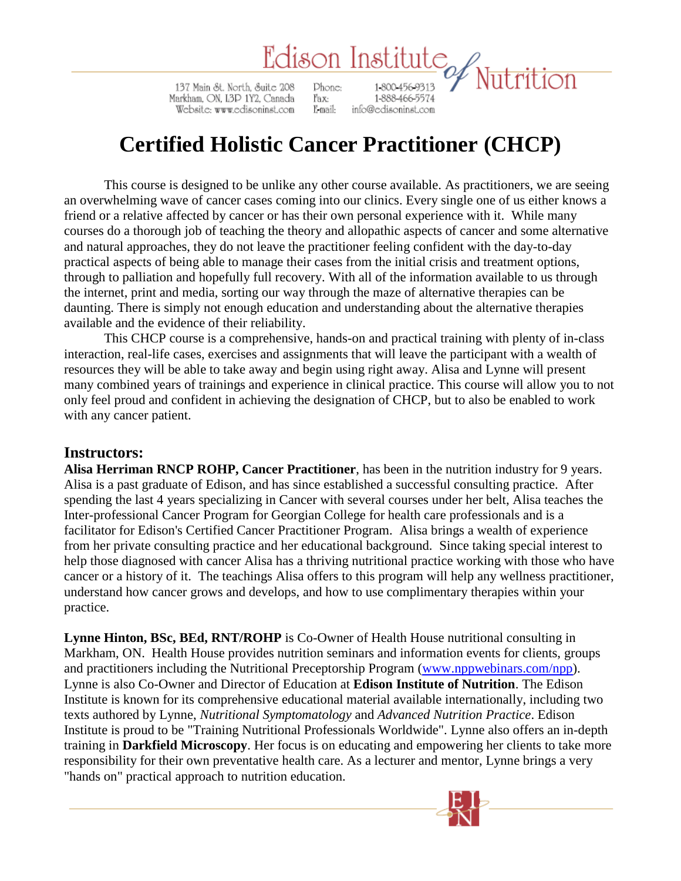# Certified Holistic Cancer Practitioner (CHCP)

This course is designed to be unlike any other course available. As practitioners, we are seeing an overwhelming wave of cancer cases coming into our clinics. Every single one of us either knows a friend or a relative affected by cancer or has their own personal experience with it. While many courses do a thorough job of teaching the theory and allopathic aspects of cancer and some alternative and natural approaches, they do not leave the practitioner feeling confident with the day-to-day practical aspects of being able to manage their cases from the initial crisis and treatment options, through to palliation and hopefully full recovery. With all of the information available to us through the internet, print and media, sorting our way through the maze of alternative therapies can be daunting. There is simply not enough education and understanding about the alternative therapies available and the evidence of their reliability.

This CHCP course is a comprehensive, hands-on and practical training with plenty of in-class interaction, real-life cases, exercises and assignments that will leave the participant with a wealth of resources they will be able to take away and begin using right away. Alisa and Lynne will present many combined years of trainings and experience in clinical practice. This course will allow you to not only feel proud and confident in achieving the designation of CHCP, but to also be enabled to work with any cancer patient.

## Instructors:

**Alisa Herriman RNCP ROHP, Cancer Practitioner**, has been in the nutrition industry for 9 years. Alisa is a past graduate of Edison, and has since established a successful consulting practice. After spending the last 4 years specializing in Cancer with several courses under her belt, Alisa teaches the Inter-professional Cancer Program for Georgian College for health care professionals and is a facilitator for Edison's Certified Cancer Practitioner Program. Alisa brings a wealth of experience from her private consulting practice and her educational background. Since taking special interest to help those diagnosed with cancer Alisa has a thriving nutritional practice working with those who have cancer or a history of it. The teachings Alisa offers to this program will help any wellness practitioner, understand how cancer grows and develops, and how to use complimentary therapies within your practice.

**Lynne Hinton, BSc, BEd, RNT/ROHP** is Co-Owner of Health House nutritional consulting in Markham, ON. Health House provides nutrition seminars and information events for clients, groups and practitioners including the Nutritional Preceptorship Program (www.nppwebinars.com/npp). Lynne is also Co-Owner and Director of Education at **Edison Institute of Nutrition**. The Edison Institute is known for its comprehensive educational material available internationally, including two texts authored by Lynne, *Nutritional Symptomatology* and *Advanced Nutrition Practice*. Edison Institute is proud to be "Training Nutritional Professionals Worldwide". Lynne also offers an in-depth training in **Darkfield Microscopy**. Her focus is on educating and empowering her clients to take more responsibility for their own preventative health care. As a lecturer and mentor, Lynne brings a very "hands on" practical approach to nutrition education.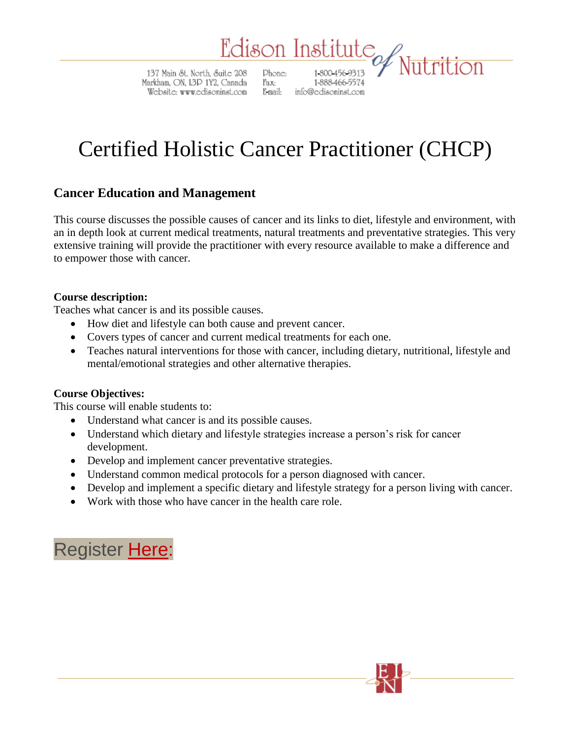Edison Institute of Nutrition

137 Main St. North, Suite 208
Markham, ON, L3P 1Y2, Canada
Website: www.edisoninst.com

Phone: 1-800-456-9313
Fax: 1-888-466-5574
E-mail: info@edisoninst.com

# Certified Holistic Cancer Practitioner (CHCP)

### Cancer Education and Management

This course discusses the possible causes of cancer and its links to diet, lifestyle and environment, with an in depth look at current medical treatments, natural treatments and preventative strategies. This very extensive training will provide the practitioner with every resource available to make a difference and to empower those with cancer.

**Course description:**
Teaches what cancer is and its possible causes.

- How diet and lifestyle can both cause and prevent cancer.
- Covers types of cancer and current medical treatments for each one.
- Teaches natural interventions for those with cancer, including dietary, nutritional, lifestyle and mental/emotional strategies and other alternative therapies.

**Course Objectives:**
This course will enable students to:

- Understand what cancer is and its possible causes.
- Understand which dietary and lifestyle strategies increase a person's risk for cancer development.
- Develop and implement cancer preventative strategies.
- Understand common medical protocols for a person diagnosed with cancer.
- Develop and implement a specific dietary and lifestyle strategy for a person living with cancer.
- Work with those who have cancer in the health care role.

Register Here: